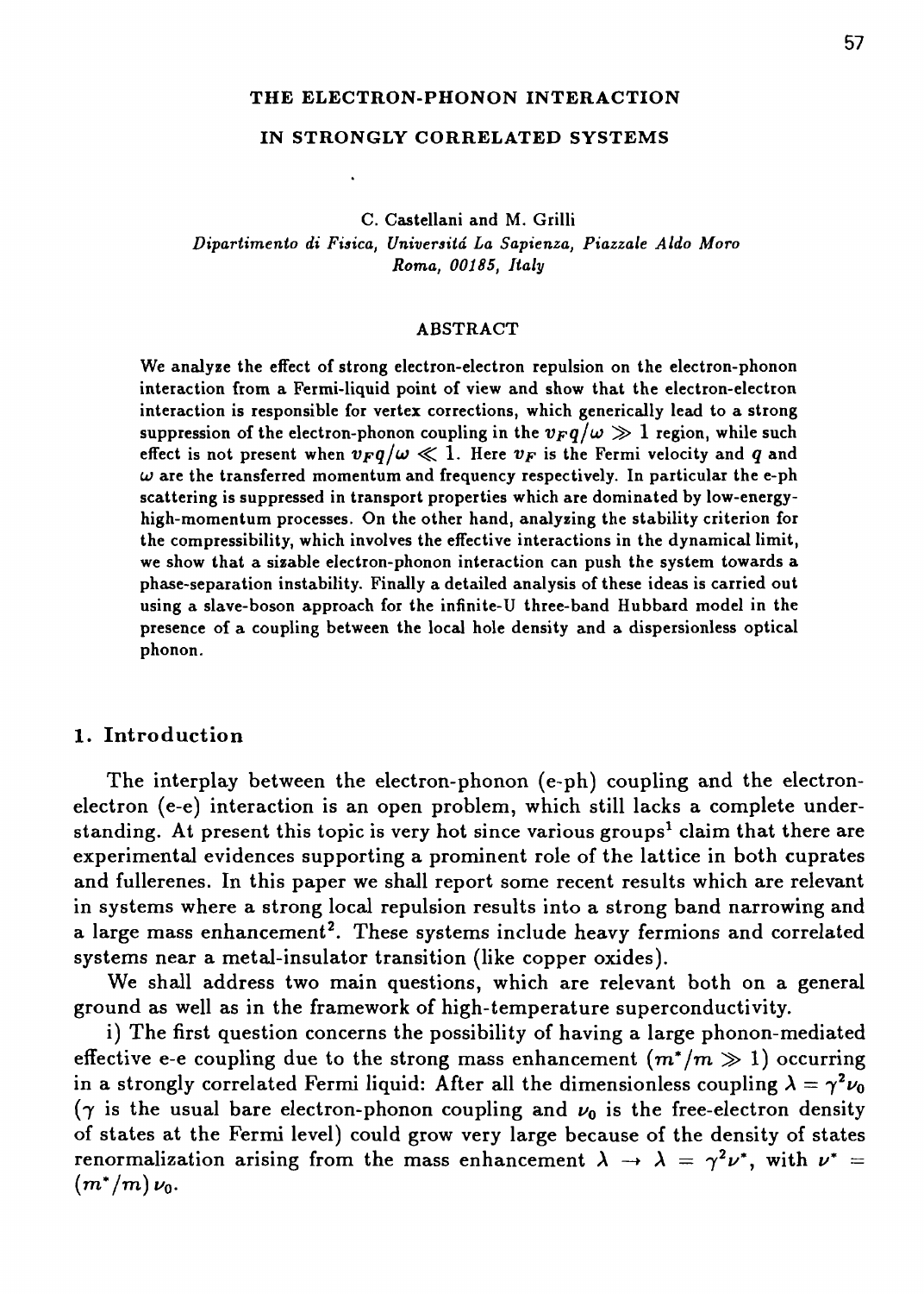# THE ELECTRON-PHONON INTERACTION

# IN STRONGLY CORRELATED SYSTEMS

C. Castellani and M. Grilli

*Dipartimento di Fisica, Universitá La Sapienza, Piazzale Aldo Moro*
*Roma, 00185, Italy*

## ABSTRACT

We analyze the effect of strong electron-electron repulsion on the electron-phonon interaction from a Fermi-liquid point of view and show that the electron-electron interaction is responsible for vertex corrections, which generically lead to a strong suppression of the electron-phonon coupling in the $v_F q/\omega \gg 1$ region, while such effect is not present when $v_F q/\omega \ll 1$. Here $v_F$ is the Fermi velocity and $q$ and $\omega$ are the transferred momentum and frequency respectively. In particular the e-ph scattering is suppressed in transport properties which are dominated by low-energy-high-momentum processes. On the other hand, analyzing the stability criterion for the compressibility, which involves the effective interactions in the dynamical limit, we show that a sizable electron-phonon interaction can push the system towards a phase-separation instability. Finally a detailed analysis of these ideas is carried out using a slave-boson approach for the infinite-U three-band Hubbard model in the presence of a coupling between the local hole density and a dispersionless optical phonon.

## 1. Introduction

The interplay between the electron-phonon (e-ph) coupling and the electron-electron (e-e) interaction is an open problem, which still lacks a complete understanding. At present this topic is very hot since various groups[1] claim that there are experimental evidences supporting a prominent role of the lattice in both cuprates and fullerenes. In this paper we shall report some recent results which are relevant in systems where a strong local repulsion results into a strong band narrowing and a large mass enhancement[2]. These systems include heavy fermions and correlated systems near a metal-insulator transition (like copper oxides).

We shall address two main questions, which are relevant both on a general ground as well as in the framework of high-temperature superconductivity.

i) The first question concerns the possibility of having a large phonon-mediated effective e-e coupling due to the strong mass enhancement ($m^*/m \gg 1$) occurring in a strongly correlated Fermi liquid: After all the dimensionless coupling $\lambda = \gamma^2 \nu_0$ ($\gamma$ is the usual bare electron-phonon coupling and $\nu_0$ is the free-electron density of states at the Fermi level) could grow very large because of the density of states renormalization arising from the mass enhancement $\lambda \to \lambda = \gamma^2 \nu^*$, with $\nu^* = (m^*/m)\,\nu_0$.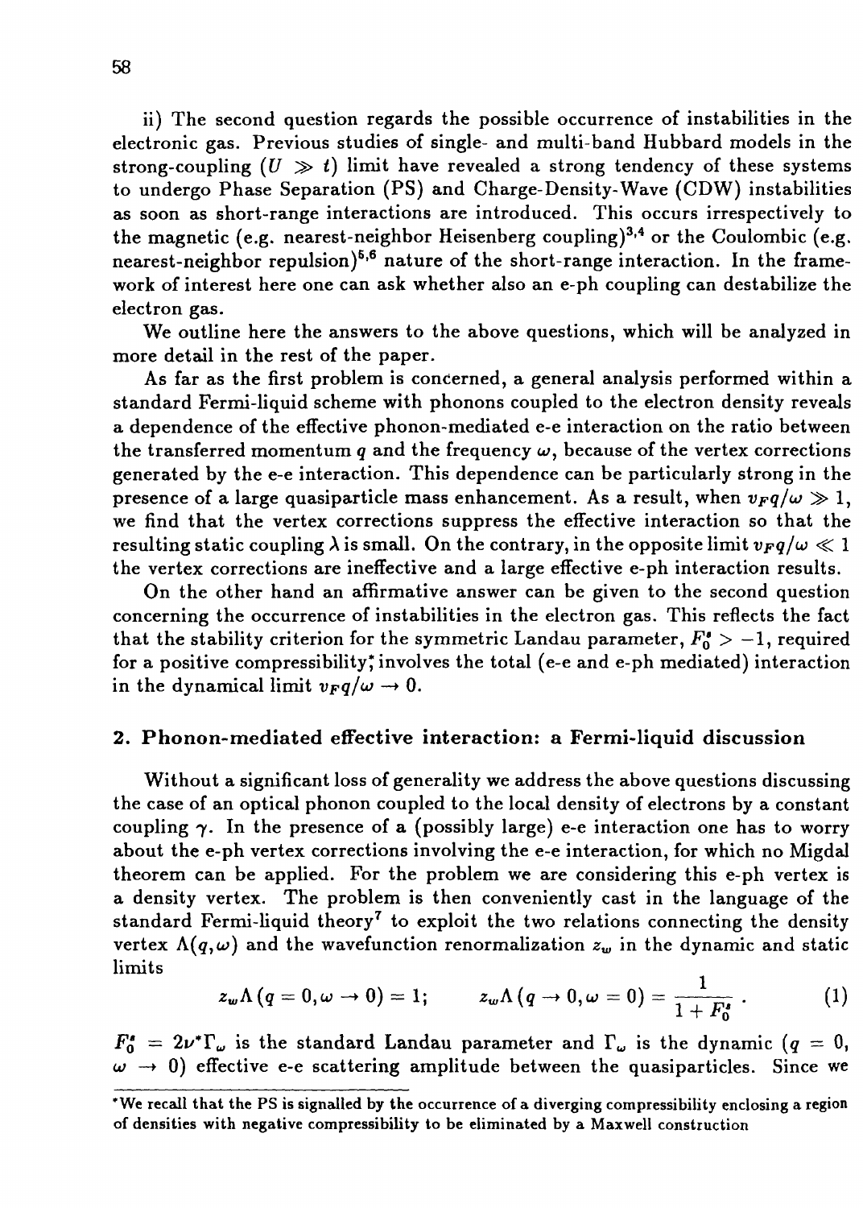ii) The second question regards the possible occurrence of instabilities in the electronic gas. Previous studies of single- and multi-band Hubbard models in the strong-coupling ($U \gg t$) limit have revealed a strong tendency of these systems to undergo Phase Separation (PS) and Charge-Density-Wave (CDW) instabilities as soon as short-range interactions are introduced. This occurs irrespectively to the magnetic (e.g. nearest-neighbor Heisenberg coupling)[3,4] or the Coulombic (e.g. nearest-neighbor repulsion)[5,6] nature of the short-range interaction. In the framework of interest here one can ask whether also an e-ph coupling can destabilize the electron gas.

We outline here the answers to the above questions, which will be analyzed in more detail in the rest of the paper.

As far as the first problem is concerned, a general analysis performed within a standard Fermi-liquid scheme with phonons coupled to the electron density reveals a dependence of the effective phonon-mediated e-e interaction on the ratio between the transferred momentum $q$ and the frequency $\omega$, because of the vertex corrections generated by the e-e interaction. This dependence can be particularly strong in the presence of a large quasiparticle mass enhancement. As a result, when $v_F q/\omega \gg 1$, we find that the vertex corrections suppress the effective interaction so that the resulting static coupling $\lambda$ is small. On the contrary, in the opposite limit $v_F q/\omega \ll 1$ the vertex corrections are ineffective and a large effective e-ph interaction results.

On the other hand an affirmative answer can be given to the second question concerning the occurrence of instabilities in the electron gas. This reflects the fact that the stability criterion for the symmetric Landau parameter, $F_0^s > -1$, required for a positive compressibility*, involves the total (e-e and e-ph mediated) interaction in the dynamical limit $v_F q/\omega \to 0$.

## 2. Phonon-mediated effective interaction: a Fermi-liquid discussion

Without a significant loss of generality we address the above questions discussing the case of an optical phonon coupled to the local density of electrons by a constant coupling $\gamma$. In the presence of a (possibly large) e-e interaction one has to worry about the e-ph vertex corrections involving the e-e interaction, for which no Migdal theorem can be applied. For the problem we are considering this e-ph vertex is a density vertex. The problem is then conveniently cast in the language of the standard Fermi-liquid theory[7] to exploit the two relations connecting the density vertex $\Lambda(q,\omega)$ and the wavefunction renormalization $z_\omega$ in the dynamic and static limits

$$z_\omega \Lambda\left(q=0, \omega \to 0\right) = 1; \qquad z_\omega \Lambda\left(q \to 0, \omega = 0\right) = \frac{1}{1+F_0^s} . \tag{1}$$

$F_0^s = 2\nu^* \Gamma_\omega$ is the standard Landau parameter and $\Gamma_\omega$ is the dynamic ($q = 0$, $\omega \to 0$) effective e-e scattering amplitude between the quasiparticles. Since we

*We recall that the PS is signalled by the occurrence of a diverging compressibility enclosing a region of densities with negative compressibility to be eliminated by a Maxwell construction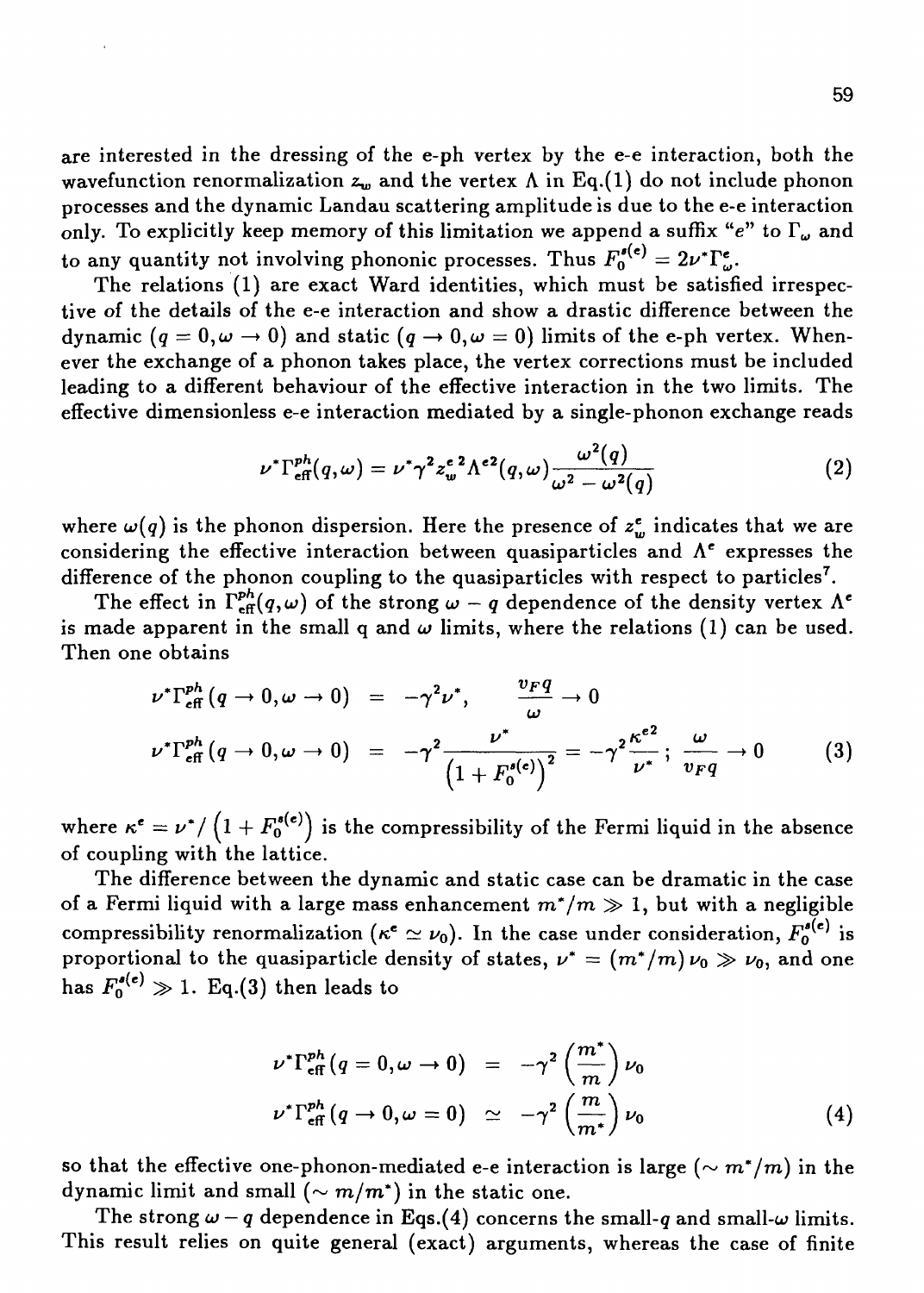are interested in the dressing of the e-ph vertex by the e-e interaction, both the wavefunction renormalization $z_\omega$ and the vertex $\Lambda$ in Eq.(1) do not include phonon processes and the dynamic Landau scattering amplitude is due to the e-e interaction only. To explicitly keep memory of this limitation we append a suffix "$e$" to $\Gamma_\omega$ and to any quantity not involving phononic processes. Thus $F_0^{s(e)} = 2\nu^* \Gamma_\omega^e$.

The relations (1) are exact Ward identities, which must be satisfied irrespective of the details of the e-e interaction and show a drastic difference between the dynamic ($q = 0, \omega \to 0$) and static ($q \to 0, \omega = 0$) limits of the e-ph vertex. Whenever the exchange of a phonon takes place, the vertex corrections must be included leading to a different behaviour of the effective interaction in the two limits. The effective dimensionless e-e interaction mediated by a single-phonon exchange reads

$$\nu^* \Gamma_{\text{eff}}^{ph}(q,\omega) = \nu^* \gamma^2 z_\omega^{e\,2} \Lambda^{e2}(q,\omega) \frac{\omega^2(q)}{\omega^2 - \omega^2(q)} \tag{2}$$

where $\omega(q)$ is the phonon dispersion. Here the presence of $z_\omega^e$ indicates that we are considering the effective interaction between quasiparticles and $\Lambda^e$ expresses the difference of the phonon coupling to the quasiparticles with respect to particles[7].

The effect in $\Gamma_{\text{eff}}^{ph}(q,\omega)$ of the strong $\omega - q$ dependence of the density vertex $\Lambda^e$ is made apparent in the small q and $\omega$ limits, where the relations (1) can be used. Then one obtains

$$\begin{aligned}
\nu^* \Gamma_{\text{eff}}^{ph}(q \to 0, \omega \to 0) &= -\gamma^2 \nu^*, \qquad \frac{v_F q}{\omega} \to 0 \\
\nu^* \Gamma_{\text{eff}}^{ph}(q \to 0, \omega \to 0) &= -\gamma^2 \frac{\nu^*}{\left(1 + F_0^{s(e)}\right)^2} = -\gamma^2 \frac{\kappa^{e2}}{\nu^*}; \; \frac{\omega}{v_F q} \to 0
\end{aligned} \tag{3}$$

where $\kappa^e = \nu^* / \left(1 + F_0^{s(e)}\right)$ is the compressibility of the Fermi liquid in the absence of coupling with the lattice.

The difference between the dynamic and static case can be dramatic in the case of a Fermi liquid with a large mass enhancement $m^*/m \gg 1$, but with a negligible compressibility renormalization ($\kappa^e \simeq \nu_0$). In the case under consideration, $F_0^{s(e)}$ is proportional to the quasiparticle density of states, $\nu^* = (m^*/m)\nu_0 \gg \nu_0$, and one has $F_0^{s(e)} \gg 1$. Eq.(3) then leads to

$$\begin{aligned}
\nu^* \Gamma_{\text{eff}}^{ph}(q = 0, \omega \to 0) &= -\gamma^2 \left(\frac{m^*}{m}\right) \nu_0 \\
\nu^* \Gamma_{\text{eff}}^{ph}(q \to 0, \omega = 0) &\simeq -\gamma^2 \left(\frac{m}{m^*}\right) \nu_0
\end{aligned} \tag{4}$$

so that the effective one-phonon-mediated e-e interaction is large ($\sim m^*/m$) in the dynamic limit and small ($\sim m/m^*$) in the static one.

The strong $\omega - q$ dependence in Eqs.(4) concerns the small-$q$ and small-$\omega$ limits. This result relies on quite general (exact) arguments, whereas the case of finite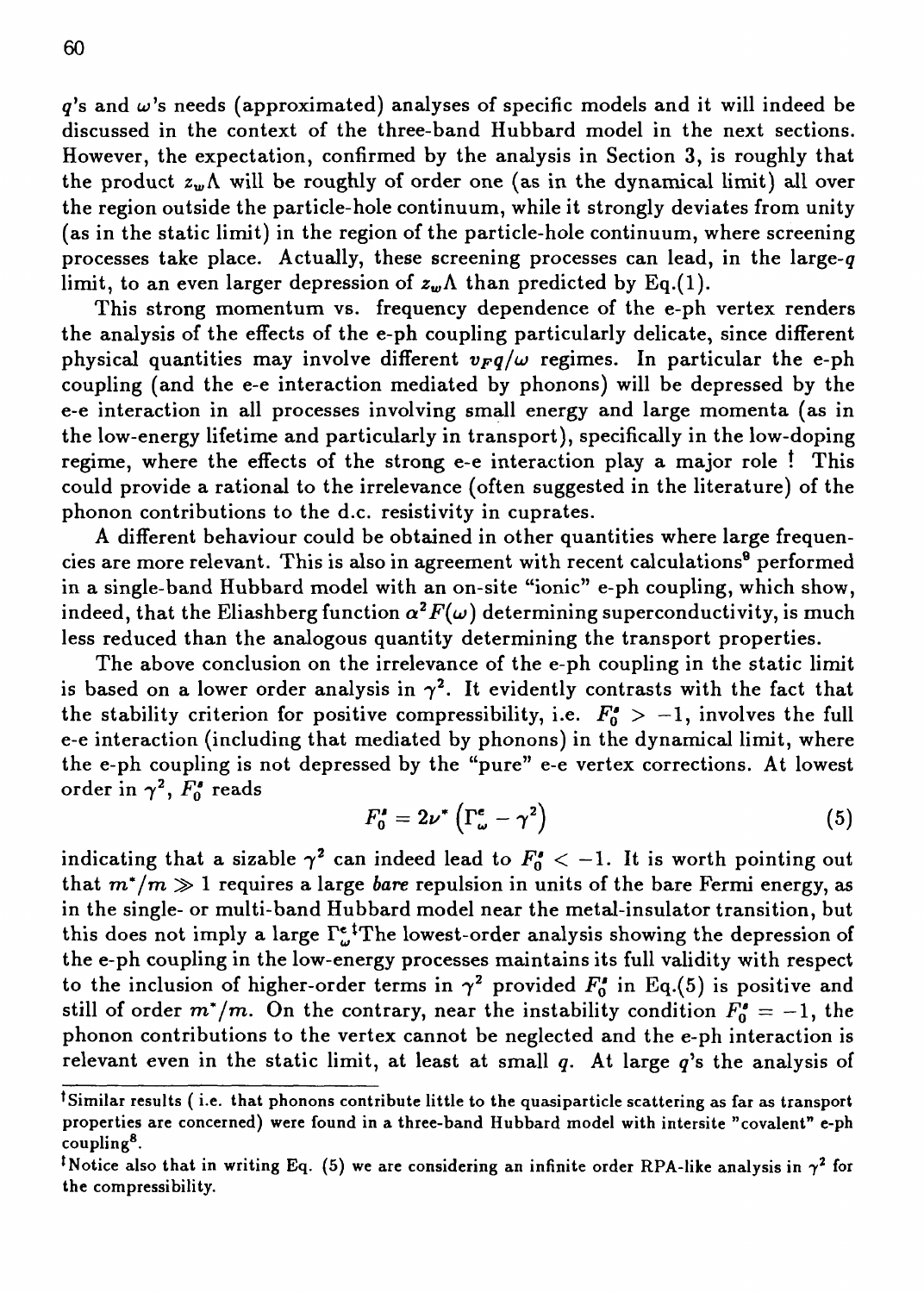$q$'s and $\omega$'s needs (approximated) analyses of specific models and it will indeed be discussed in the context of the three-band Hubbard model in the next sections. However, the expectation, confirmed by the analysis in Section 3, is roughly that the product $z_w\Lambda$ will be roughly of order one (as in the dynamical limit) all over the region outside the particle-hole continuum, while it strongly deviates from unity (as in the static limit) in the region of the particle-hole continuum, where screening processes take place. Actually, these screening processes can lead, in the large-$q$ limit, to an even larger depression of $z_w\Lambda$ than predicted by Eq.(1).

This strong momentum vs. frequency dependence of the e-ph vertex renders the analysis of the effects of the e-ph coupling particularly delicate, since different physical quantities may involve different $v_F q/\omega$ regimes. In particular the e-ph coupling (and the e-e interaction mediated by phonons) will be depressed by the e-e interaction in all processes involving small energy and large momenta (as in the low-energy lifetime and particularly in transport), specifically in the low-doping regime, where the effects of the strong e-e interaction play a major role [†] This could provide a rational to the irrelevance (often suggested in the literature) of the phonon contributions to the d.c. resistivity in cuprates.

A different behaviour could be obtained in other quantities where large frequencies are more relevant. This is also in agreement with recent calculations[9] performed in a single-band Hubbard model with an on-site "ionic" e-ph coupling, which show, indeed, that the Eliashberg function $\alpha^2 F(\omega)$ determining superconductivity, is much less reduced than the analogous quantity determining the transport properties.

The above conclusion on the irrelevance of the e-ph coupling in the static limit is based on a lower order analysis in $\gamma^2$. It evidently contrasts with the fact that the stability criterion for positive compressibility, i.e. $F_0^s > -1$, involves the full e-e interaction (including that mediated by phonons) in the dynamical limit, where the e-ph coupling is not depressed by the "pure" e-e vertex corrections. At lowest order in $\gamma^2$, $F_0^s$ reads

$$F_0^s = 2\nu^* \left(\Gamma_\omega^e - \gamma^2\right) \tag{5}$$

indicating that a sizable $\gamma^2$ can indeed lead to $F_0^s < -1$. It is worth pointing out that $m^*/m \gg 1$ requires a large *bare* repulsion in units of the bare Fermi energy, as in the single- or multi-band Hubbard model near the metal-insulator transition, but this does not imply a large $\Gamma_\omega^e$.[‡] The lowest-order analysis showing the depression of the e-ph coupling in the low-energy processes maintains its full validity with respect to the inclusion of higher-order terms in $\gamma^2$ provided $F_0^s$ in Eq.(5) is positive and still of order $m^*/m$. On the contrary, near the instability condition $F_0^s = -1$, the phonon contributions to the vertex cannot be neglected and the e-ph interaction is relevant even in the static limit, at least at small $q$. At large $q$'s the analysis of

---

[†] Similar results ( i.e. that phonons contribute little to the quasiparticle scattering as far as transport properties are concerned) were found in a three-band Hubbard model with intersite "covalent" e-ph coupling[8].

[‡] Notice also that in writing Eq. (5) we are considering an infinite order RPA-like analysis in $\gamma^2$ for the compressibility.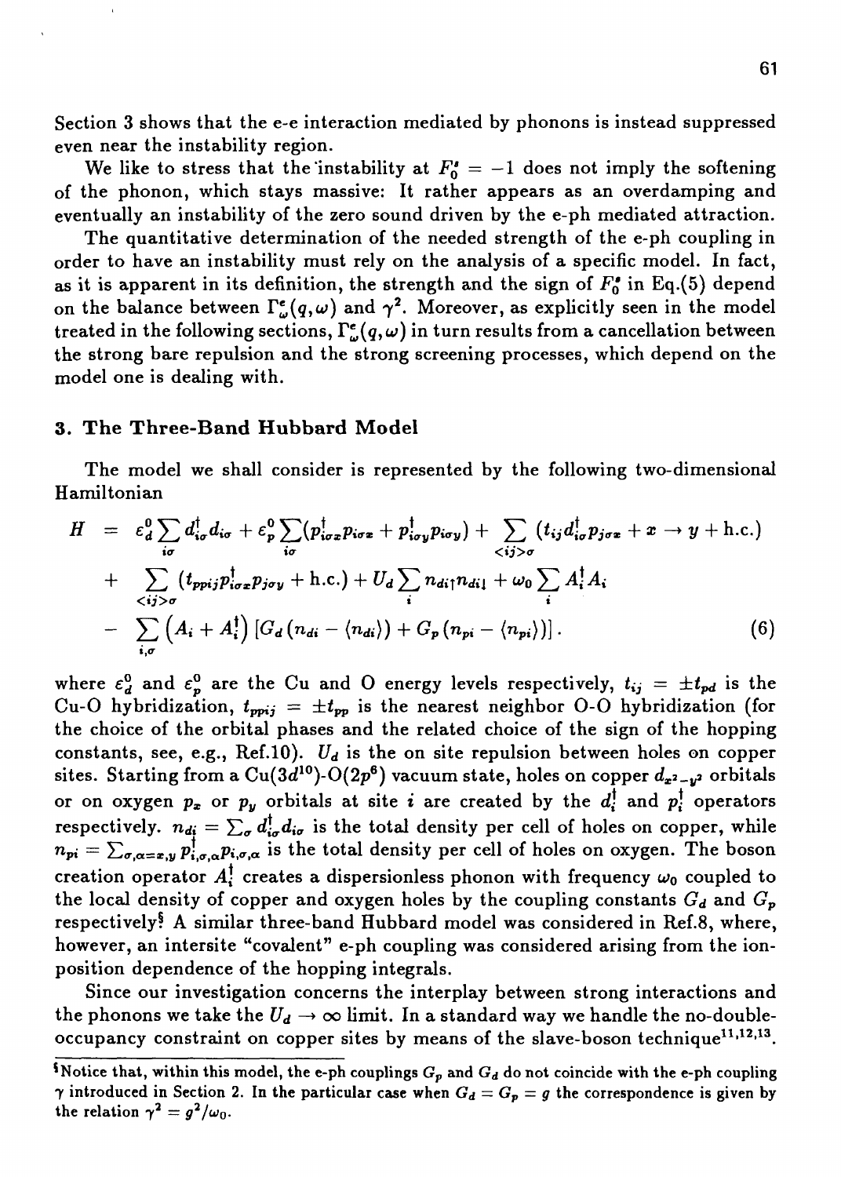Section 3 shows that the e-e interaction mediated by phonons is instead suppressed even near the instability region.

We like to stress that the instability at $F_0^s = -1$ does not imply the softening of the phonon, which stays massive: It rather appears as an overdamping and eventually an instability of the zero sound driven by the e-ph mediated attraction.

The quantitative determination of the needed strength of the e-ph coupling in order to have an instability must rely on the analysis of a specific model. In fact, as it is apparent in its definition, the strength and the sign of $F_0^s$ in Eq.(5) depend on the balance between $\Gamma_\omega^e(q,\omega)$ and $\gamma^2$. Moreover, as explicitly seen in the model treated in the following sections, $\Gamma_\omega^e(q,\omega)$ in turn results from a cancellation between the strong bare repulsion and the strong screening processes, which depend on the model one is dealing with.

## 3. The Three-Band Hubbard Model

The model we shall consider is represented by the following two-dimensional Hamiltonian

$$
\begin{aligned}
H &= \varepsilon_d^0 \sum_{i\sigma} d_{i\sigma}^\dagger d_{i\sigma} + \varepsilon_p^0 \sum_{i\sigma} (p_{i\sigma x}^\dagger p_{i\sigma x} + p_{i\sigma y}^\dagger p_{i\sigma y}) + \sum_{<ij>\sigma} (t_{ij} d_{i\sigma}^\dagger p_{j\sigma x} + x \rightarrow y + \text{h.c.}) \\
&+ \sum_{<ij>\sigma} (t_{ppij} p_{i\sigma x}^\dagger p_{j\sigma y} + \text{h.c.}) + U_d \sum_i n_{di\uparrow} n_{di\downarrow} + \omega_0 \sum_i A_i^\dagger A_i \\
&- \sum_{i,\sigma} \left(A_i + A_i^\dagger\right) \left[G_d \left(n_{di} - \langle n_{di} \rangle\right) + G_p \left(n_{pi} - \langle n_{pi} \rangle\right)\right].
\end{aligned} \tag{6}
$$

where $\varepsilon_d^0$ and $\varepsilon_p^0$ are the Cu and O energy levels respectively, $t_{ij} = \pm t_{pd}$ is the Cu-O hybridization, $t_{ppij} = \pm t_{pp}$ is the nearest neighbor O-O hybridization (for the choice of the orbital phases and the related choice of the sign of the hopping constants, see, e.g., Ref.10). $U_d$ is the on site repulsion between holes on copper sites. Starting from a Cu($3d^{10}$)-O($2p^6$) vacuum state, holes on copper $d_{x^2-y^2}$ orbitals or on oxygen $p_x$ or $p_y$ orbitals at site $i$ are created by the $d_i^\dagger$ and $p_i^\dagger$ operators respectively. $n_{di} = \sum_\sigma d_{i\sigma}^\dagger d_{i\sigma}$ is the total density per cell of holes on copper, while $n_{pi} = \sum_{\sigma,\alpha=x,y} p_{i,\sigma,\alpha}^\dagger p_{i,\sigma,\alpha}$ is the total density per cell of holes on oxygen. The boson creation operator $A_i^\dagger$ creates a dispersionless phonon with frequency $\omega_0$ coupled to the local density of copper and oxygen holes by the coupling constants $G_d$ and $G_p$ respectively[§] A similar three-band Hubbard model was considered in Ref.8, where, however, an intersite "covalent" e-ph coupling was considered arising from the ion-position dependence of the hopping integrals.

Since our investigation concerns the interplay between strong interactions and the phonons we take the $U_d \rightarrow \infty$ limit. In a standard way we handle the no-double-occupancy constraint on copper sites by means of the slave-boson technique[11,12,13].

[§]Notice that, within this model, the e-ph couplings $G_p$ and $G_d$ do not coincide with the e-ph coupling $\gamma$ introduced in Section 2. In the particular case when $G_d = G_p = g$ the correspondence is given by the relation $\gamma^2 = g^2/\omega_0$.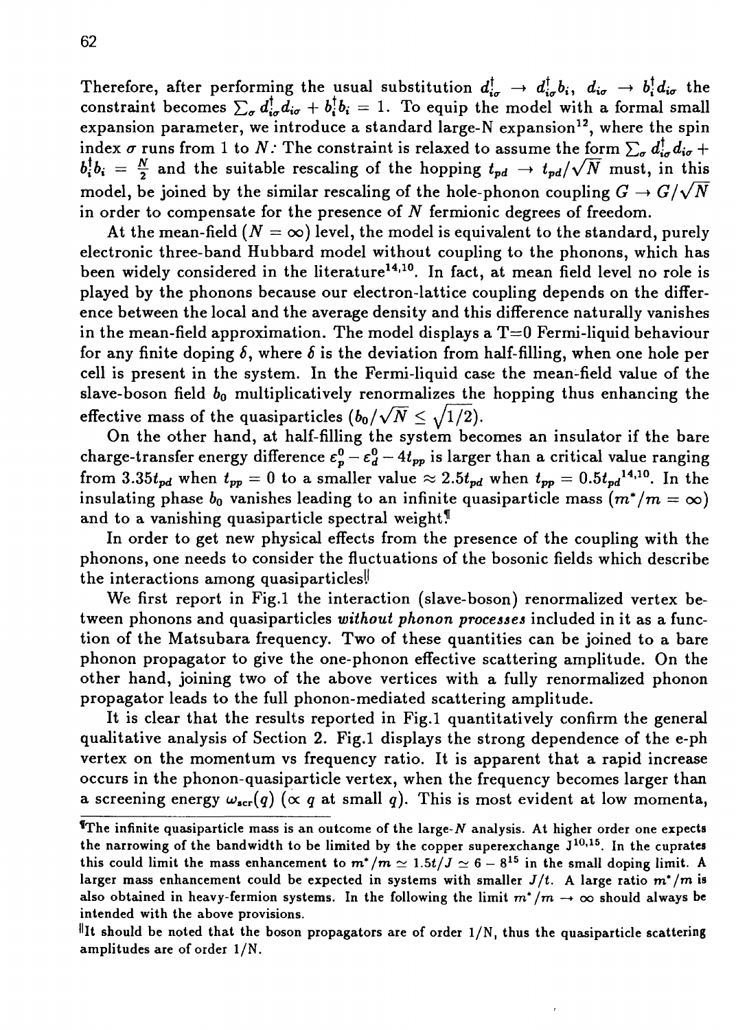Therefore, after performing the usual substitution $d^\dagger_{i\sigma} \to d^\dagger_{i\sigma} b_i$, $d_{i\sigma} \to b^\dagger_i d_{i\sigma}$ the constraint becomes $\sum_\sigma d^\dagger_{i\sigma} d_{i\sigma} + b^\dagger_i b_i = 1$. To equip the model with a formal small expansion parameter, we introduce a standard large-N expansion[12], where the spin index $\sigma$ runs from 1 to $N$: The constraint is relaxed to assume the form $\sum_\sigma d^\dagger_{i\sigma} d_{i\sigma} + b^\dagger_i b_i = \frac{N}{2}$ and the suitable rescaling of the hopping $t_{pd} \to t_{pd}/\sqrt{N}$ must, in this model, be joined by the similar rescaling of the hole-phonon coupling $G \to G/\sqrt{N}$ in order to compensate for the presence of $N$ fermionic degrees of freedom.

At the mean-field ($N = \infty$) level, the model is equivalent to the standard, purely electronic three-band Hubbard model without coupling to the phonons, which has been widely considered in the literature[14,10]. In fact, at mean field level no role is played by the phonons because our electron-lattice coupling depends on the difference between the local and the average density and this difference naturally vanishes in the mean-field approximation. The model displays a T=0 Fermi-liquid behaviour for any finite doping $\delta$, where $\delta$ is the deviation from half-filling, when one hole per cell is present in the system. In the Fermi-liquid case the mean-field value of the slave-boson field $b_0$ multiplicatively renormalizes the hopping thus enhancing the effective mass of the quasiparticles ($b_0/\sqrt{N} \leq \sqrt{1/2}$).

On the other hand, at half-filling the system becomes an insulator if the bare charge-transfer energy difference $\epsilon^0_p - \epsilon^0_d - 4t_{pp}$ is larger than a critical value ranging from $3.35t_{pd}$ when $t_{pp} = 0$ to a smaller value $\approx 2.5t_{pd}$ when $t_{pp} = 0.5t_{pd}$[14,10]. In the insulating phase $b_0$ vanishes leading to an infinite quasiparticle mass ($m^*/m = \infty$) and to a vanishing quasiparticle spectral weight.¶

In order to get new physical effects from the presence of the coupling with the phonons, one needs to consider the fluctuations of the bosonic fields which describe the interactions among quasiparticles.‖

We first report in Fig.1 the interaction (slave-boson) renormalized vertex between phonons and quasiparticles *without phonon processes* included in it as a function of the Matsubara frequency. Two of these quantities can be joined to a bare phonon propagator to give the one-phonon effective scattering amplitude. On the other hand, joining two of the above vertices with a fully renormalized phonon propagator leads to the full phonon-mediated scattering amplitude.

It is clear that the results reported in Fig.1 quantitatively confirm the general qualitative analysis of Section 2. Fig.1 displays the strong dependence of the e-ph vertex on the momentum vs frequency ratio. It is apparent that a rapid increase occurs in the phonon-quasiparticle vertex, when the frequency becomes larger than a screening energy $\omega_{scr}(q)$ ($\propto q$ at small $q$). This is most evident at low momenta,

¶The infinite quasiparticle mass is an outcome of the large-$N$ analysis. At higher order one expects the narrowing of the bandwidth to be limited by the copper superexchange $J$[10,15]. In the cuprates this could limit the mass enhancement to $m^*/m \simeq 1.5t/J \simeq 6-8$[15] in the small doping limit. A larger mass enhancement could be expected in systems with smaller $J/t$. A large ratio $m^*/m$ is also obtained in heavy-fermion systems. In the following the limit $m^*/m \to \infty$ should always be intended with the above provisions.

‖It should be noted that the boson propagators are of order $1/N$, thus the quasiparticle scattering amplitudes are of order $1/N$.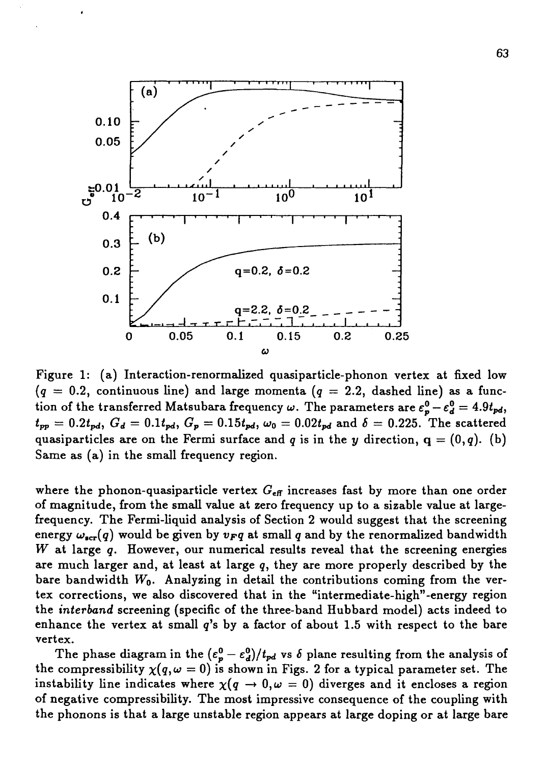Figure 1: (a) Interaction-renormalized quasiparticle-phonon vertex at fixed low ($q = 0.2$, continuous line) and large momenta ($q = 2.2$, dashed line) as a function of the transferred Matsubara frequency $\omega$. The parameters are $\varepsilon_p^0 - \varepsilon_d^0 = 4.9t_{pd}$, $t_{pp} = 0.2t_{pd}$, $G_d = 0.1t_{pd}$, $G_p = 0.15t_{pd}$, $\omega_0 = 0.02t_{pd}$ and $\delta = 0.225$. The scattered quasiparticles are on the Fermi surface and $q$ is in the $y$ direction, $\mathbf{q} = (0, q)$. (b) Same as (a) in the small frequency region.

where the phonon-quasiparticle vertex $G_{eff}$ increases fast by more than one order of magnitude, from the small value at zero frequency up to a sizable value at large-frequency. The Fermi-liquid analysis of Section 2 would suggest that the screening energy $\omega_{scr}(q)$ would be given by $v_F q$ at small $q$ and by the renormalized bandwidth $W$ at large $q$. However, our numerical results reveal that the screening energies are much larger and, at least at large $q$, they are more properly described by the bare bandwidth $W_0$. Analyzing in detail the contributions coming from the vertex corrections, we also discovered that in the "intermediate-high"-energy region the *interband* screening (specific of the three-band Hubbard model) acts indeed to enhance the vertex at small $q$'s by a factor of about 1.5 with respect to the bare vertex.

The phase diagram in the $(\varepsilon_p^0 - \varepsilon_d^0)/t_{pd}$ vs $\delta$ plane resulting from the analysis of the compressibility $\chi(q, \omega = 0)$ is shown in Figs. 2 for a typical parameter set. The instability line indicates where $\chi(q \to 0, \omega = 0)$ diverges and it encloses a region of negative compressibility. The most impressive consequence of the coupling with the phonons is that a large unstable region appears at large doping or at large bare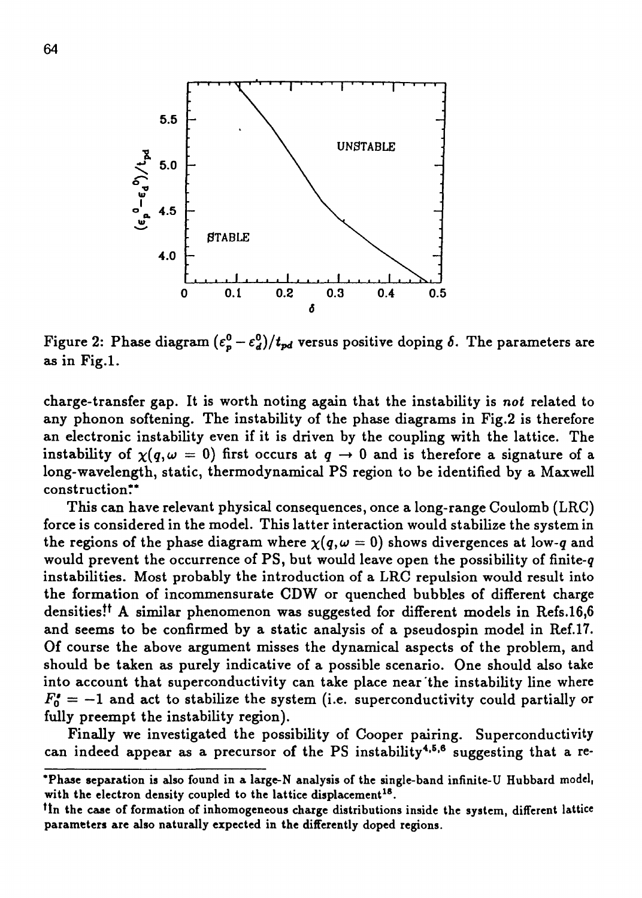Figure 2: Phase diagram $(\varepsilon_p^0 - \varepsilon_d^0)/t_{pd}$ versus positive doping $\delta$. The parameters are as in Fig.1.

charge-transfer gap. It is worth noting again that the instability is *not* related to any phonon softening. The instability of the phase diagrams in Fig.2 is therefore an electronic instability even if it is driven by the coupling with the lattice. The instability of $\chi(q, \omega = 0)$ first occurs at $q \to 0$ and is therefore a signature of a long-wavelength, static, thermodynamical PS region to be identified by a Maxwell construction.*

This can have relevant physical consequences, once a long-range Coulomb (LRC) force is considered in the model. This latter interaction would stabilize the system in the regions of the phase diagram where $\chi(q, \omega = 0)$ shows divergences at low-$q$ and would prevent the occurrence of PS, but would leave open the possibility of finite-$q$ instabilities. Most probably the introduction of a LRC repulsion would result into the formation of incommensurate CDW or quenched bubbles of different charge densities.† A similar phenomenon was suggested for different models in Refs.16,6 and seems to be confirmed by a static analysis of a pseudospin model in Ref.17. Of course the above argument misses the dynamical aspects of the problem, and should be taken as purely indicative of a possible scenario. One should also take into account that superconductivity can take place near the instability line where $F_0^s = -1$ and act to stabilize the system (i.e. superconductivity could partially or fully preempt the instability region).

Finally we investigated the possibility of Cooper pairing. Superconductivity can indeed appear as a precursor of the PS instability[4,5,6] suggesting that a re-

---

*Phase separation is also found in a large-N analysis of the single-band infinite-U Hubbard model, with the electron density coupled to the lattice displacement[18].

†In the case of formation of inhomogeneous charge distributions inside the system, different lattice parameters are also naturally expected in the differently doped regions.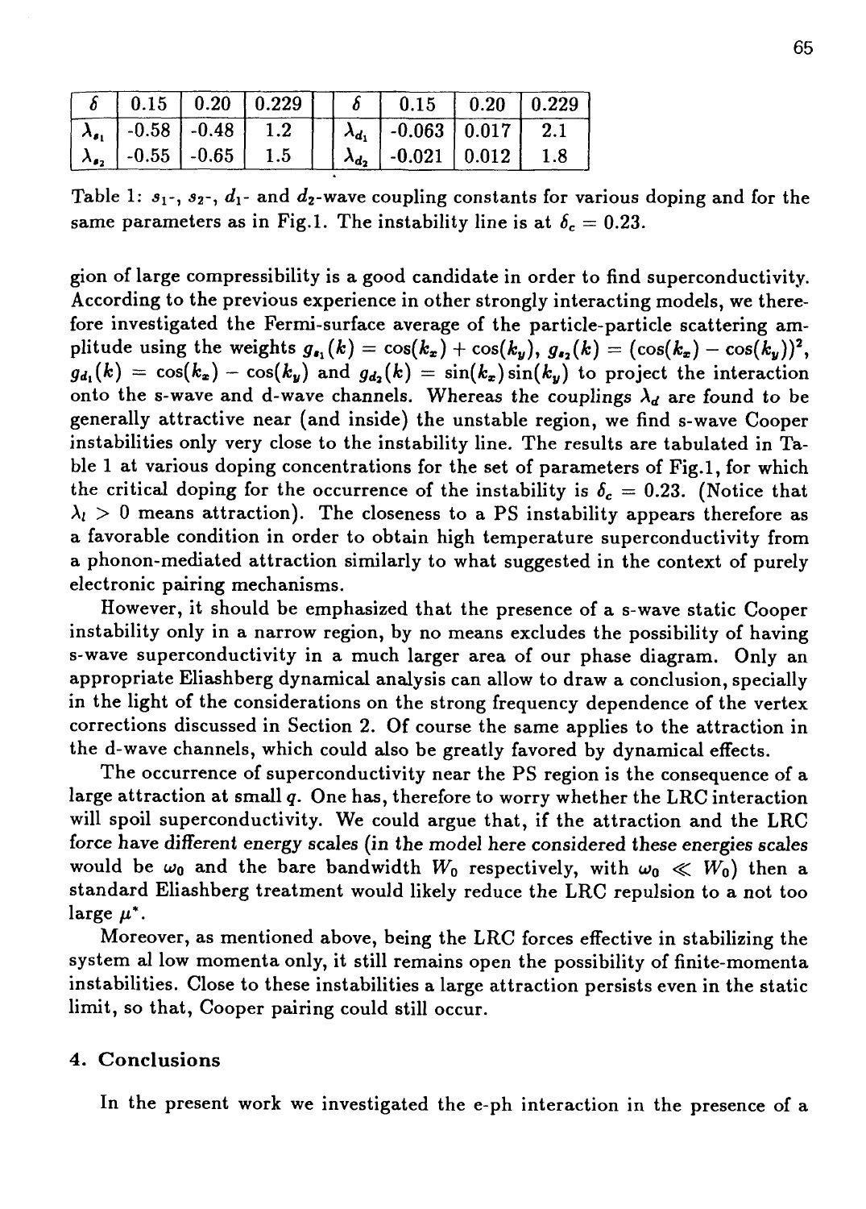| $\delta$ | 0.15 | 0.20 | 0.229 | | $\delta$ | 0.15 | 0.20 | 0.229 |
|---|---|---|---|---|---|---|---|---|
| $\lambda_{s_1}$ | -0.58 | -0.48 | 1.2 | | $\lambda_{d_1}$ | -0.063 | 0.017 | 2.1 |
| $\lambda_{s_2}$ | -0.55 | -0.65 | 1.5 | | $\lambda_{d_2}$ | -0.021 | 0.012 | 1.8 |

Table 1: $s_1$-, $s_2$-, $d_1$- and $d_2$-wave coupling constants for various doping and for the same parameters as in Fig.1. The instability line is at $\delta_c = 0.23$.

gion of large compressibility is a good candidate in order to find superconductivity. According to the previous experience in other strongly interacting models, we therefore investigated the Fermi-surface average of the particle-particle scattering amplitude using the weights $g_{s_1}(k) = \cos(k_x) + \cos(k_y)$, $g_{s_2}(k) = (\cos(k_x) - \cos(k_y))^2$, $g_{d_1}(k) = \cos(k_x) - \cos(k_y)$ and $g_{d_2}(k) = \sin(k_x)\sin(k_y)$ to project the interaction onto the s-wave and d-wave channels. Whereas the couplings $\lambda_d$ are found to be generally attractive near (and inside) the unstable region, we find s-wave Cooper instabilities only very close to the instability line. The results are tabulated in Table 1 at various doping concentrations for the set of parameters of Fig.1, for which the critical doping for the occurrence of the instability is $\delta_c = 0.23$. (Notice that $\lambda_l > 0$ means attraction). The closeness to a PS instability appears therefore as a favorable condition in order to obtain high temperature superconductivity from a phonon-mediated attraction similarly to what suggested in the context of purely electronic pairing mechanisms.

However, it should be emphasized that the presence of a s-wave static Cooper instability only in a narrow region, by no means excludes the possibility of having s-wave superconductivity in a much larger area of our phase diagram. Only an appropriate Eliashberg dynamical analysis can allow to draw a conclusion, specially in the light of the considerations on the strong frequency dependence of the vertex corrections discussed in Section 2. Of course the same applies to the attraction in the d-wave channels, which could also be greatly favored by dynamical effects.

The occurrence of superconductivity near the PS region is the consequence of a large attraction at small $q$. One has, therefore to worry whether the LRC interaction will spoil superconductivity. We could argue that, if the attraction and the LRC force have different energy scales (*in the model here considered these energies scales would be* $\omega_0$ *and the bare bandwidth* $W_0$ *respectively, with* $\omega_0 \ll W_0$) then a standard Eliashberg treatment would likely reduce the LRC repulsion to a not too large $\mu^*$.

Moreover, as mentioned above, being the LRC forces effective in stabilizing the system al low momenta only, it still remains open the possibility of finite-momenta instabilities. Close to these instabilities a large attraction persists even in the static limit, so that, Cooper pairing could still occur.

## 4. Conclusions

In the present work we investigated the e-ph interaction in the presence of a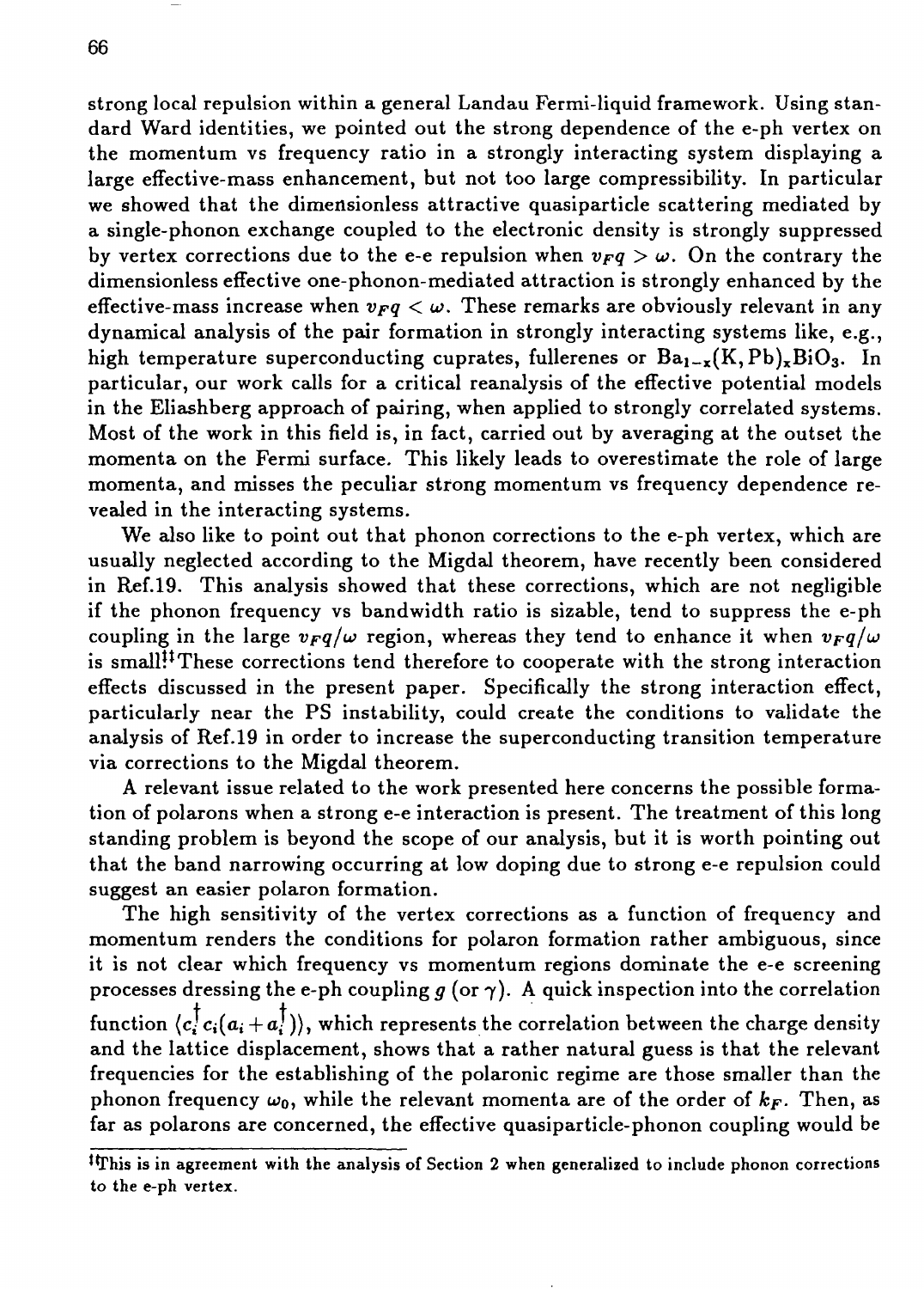strong local repulsion within a general Landau Fermi-liquid framework. Using standard Ward identities, we pointed out the strong dependence of the e-ph vertex on the momentum vs frequency ratio in a strongly interacting system displaying a large effective-mass enhancement, but not too large compressibility. In particular we showed that the dimensionless attractive quasiparticle scattering mediated by a single-phonon exchange coupled to the electronic density is strongly suppressed by vertex corrections due to the e-e repulsion when $v_F q > \omega$. On the contrary the dimensionless effective one-phonon-mediated attraction is strongly enhanced by the effective-mass increase when $v_F q < \omega$. These remarks are obviously relevant in any dynamical analysis of the pair formation in strongly interacting systems like, e.g., high temperature superconducting cuprates, fullerenes or $Ba_{1-x}(K,Pb)_x BiO_3$. In particular, our work calls for a critical reanalysis of the effective potential models in the Eliashberg approach of pairing, when applied to strongly correlated systems. Most of the work in this field is, in fact, carried out by averaging at the outset the momenta on the Fermi surface. This likely leads to overestimate the role of large momenta, and misses the peculiar strong momentum vs frequency dependence revealed in the interacting systems.

We also like to point out that phonon corrections to the e-ph vertex, which are usually neglected according to the Migdal theorem, have recently been considered in Ref.19. This analysis showed that these corrections, which are not negligible if the phonon frequency vs bandwidth ratio is sizable, tend to suppress the e-ph coupling in the large $v_F q/\omega$ region, whereas they tend to enhance it when $v_F q/\omega$ is small![‡‡] These corrections tend therefore to cooperate with the strong interaction effects discussed in the present paper. Specifically the strong interaction effect, particularly near the PS instability, could create the conditions to validate the analysis of Ref.19 in order to increase the superconducting transition temperature via corrections to the Migdal theorem.

A relevant issue related to the work presented here concerns the possible formation of polarons when a strong e-e interaction is present. The treatment of this long standing problem is beyond the scope of our analysis, but it is worth pointing out that the band narrowing occurring at low doping due to strong e-e repulsion could suggest an easier polaron formation.

The high sensitivity of the vertex corrections as a function of frequency and momentum renders the conditions for polaron formation rather ambiguous, since it is not clear which frequency vs momentum regions dominate the e-e screening processes dressing the e-ph coupling $g$ (or $\gamma$). A quick inspection into the correlation function $\langle c_i^\dagger c_i (a_i + a_i^\dagger) \rangle$, which represents the correlation between the charge density and the lattice displacement, shows that a rather natural guess is that the relevant frequencies for the establishing of the polaronic regime are those smaller than the phonon frequency $\omega_0$, while the relevant momenta are of the order of $k_F$. Then, as far as polarons are concerned, the effective quasiparticle-phonon coupling would be

[‡‡]This is in agreement with the analysis of Section 2 when generalized to include phonon corrections to the e-ph vertex.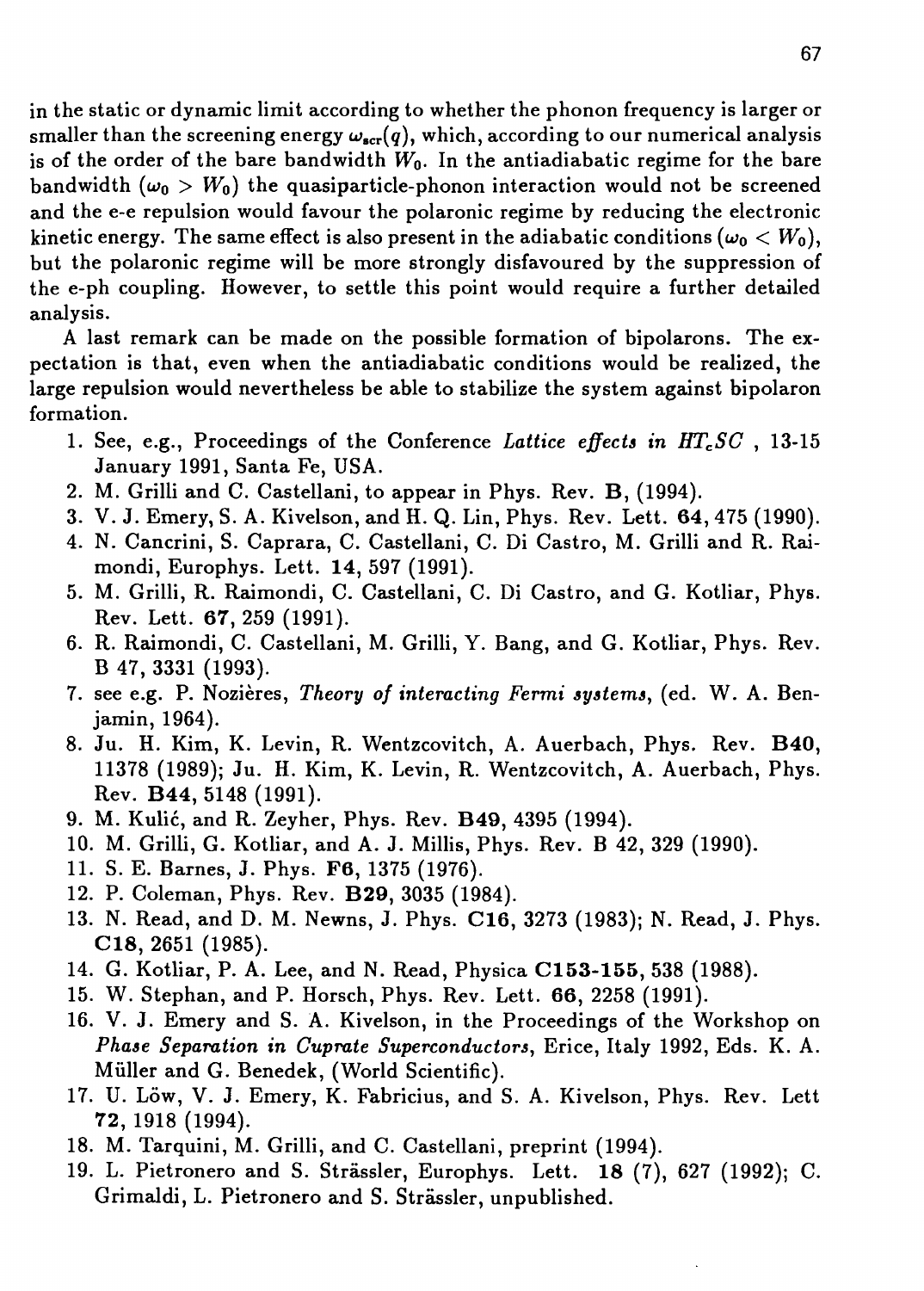in the static or dynamic limit according to whether the phonon frequency is larger or smaller than the screening energy $\omega_{scr}(q)$, which, according to our numerical analysis is of the order of the bare bandwidth $W_0$. In the antiadiabatic regime for the bare bandwidth ($\omega_0 > W_0$) the quasiparticle-phonon interaction would not be screened and the e-e repulsion would favour the polaronic regime by reducing the electronic kinetic energy. The same effect is also present in the adiabatic conditions ($\omega_0 < W_0$), but the polaronic regime will be more strongly disfavoured by the suppression of the e-ph coupling. However, to settle this point would require a further detailed analysis.

A last remark can be made on the possible formation of bipolarons. The expectation is that, even when the antiadiabatic conditions would be realized, the large repulsion would nevertheless be able to stabilize the system against bipolaron formation.

1. See, e.g., Proceedings of the Conference *Lattice effects in $HT_cSC$*, 13-15 January 1991, Santa Fe, USA.
2. M. Grilli and C. Castellani, to appear in Phys. Rev. **B**, (1994).
3. V. J. Emery, S. A. Kivelson, and H. Q. Lin, Phys. Rev. Lett. **64**, 475 (1990).
4. N. Cancrini, S. Caprara, C. Castellani, C. Di Castro, M. Grilli and R. Raimondi, Europhys. Lett. **14**, 597 (1991).
5. M. Grilli, R. Raimondi, C. Castellani, C. Di Castro, and G. Kotliar, Phys. Rev. Lett. **67**, 259 (1991).
6. R. Raimondi, C. Castellani, M. Grilli, Y. Bang, and G. Kotliar, Phys. Rev. B 47, 3331 (1993).
7. see e.g. P. Nozières, *Theory of interacting Fermi systems*, (ed. W. A. Benjamin, 1964).
8. Ju. H. Kim, K. Levin, R. Wentzcovitch, A. Auerbach, Phys. Rev. **B40**, 11378 (1989); Ju. H. Kim, K. Levin, R. Wentzcovitch, A. Auerbach, Phys. Rev. **B44**, 5148 (1991).
9. M. Kulić, and R. Zeyher, Phys. Rev. **B49**, 4395 (1994).
10. M. Grilli, G. Kotliar, and A. J. Millis, Phys. Rev. B 42, 329 (1990).
11. S. E. Barnes, J. Phys. **F6**, 1375 (1976).
12. P. Coleman, Phys. Rev. **B29**, 3035 (1984).
13. N. Read, and D. M. Newns, J. Phys. **C16**, 3273 (1983); N. Read, J. Phys. **C18**, 2651 (1985).
14. G. Kotliar, P. A. Lee, and N. Read, Physica **C153-155**, 538 (1988).
15. W. Stephan, and P. Horsch, Phys. Rev. Lett. **66**, 2258 (1991).
16. V. J. Emery and S. A. Kivelson, in the Proceedings of the Workshop on *Phase Separation in Cuprate Superconductors*, Erice, Italy 1992, Eds. K. A. Müller and G. Benedek, (World Scientific).
17. U. Löw, V. J. Emery, K. Fabricius, and S. A. Kivelson, Phys. Rev. Lett **72**, 1918 (1994).
18. M. Tarquini, M. Grilli, and C. Castellani, preprint (1994).
19. L. Pietronero and S. Strässler, Europhys. Lett. **18** (7), 627 (1992); C. Grimaldi, L. Pietronero and S. Strässler, unpublished.